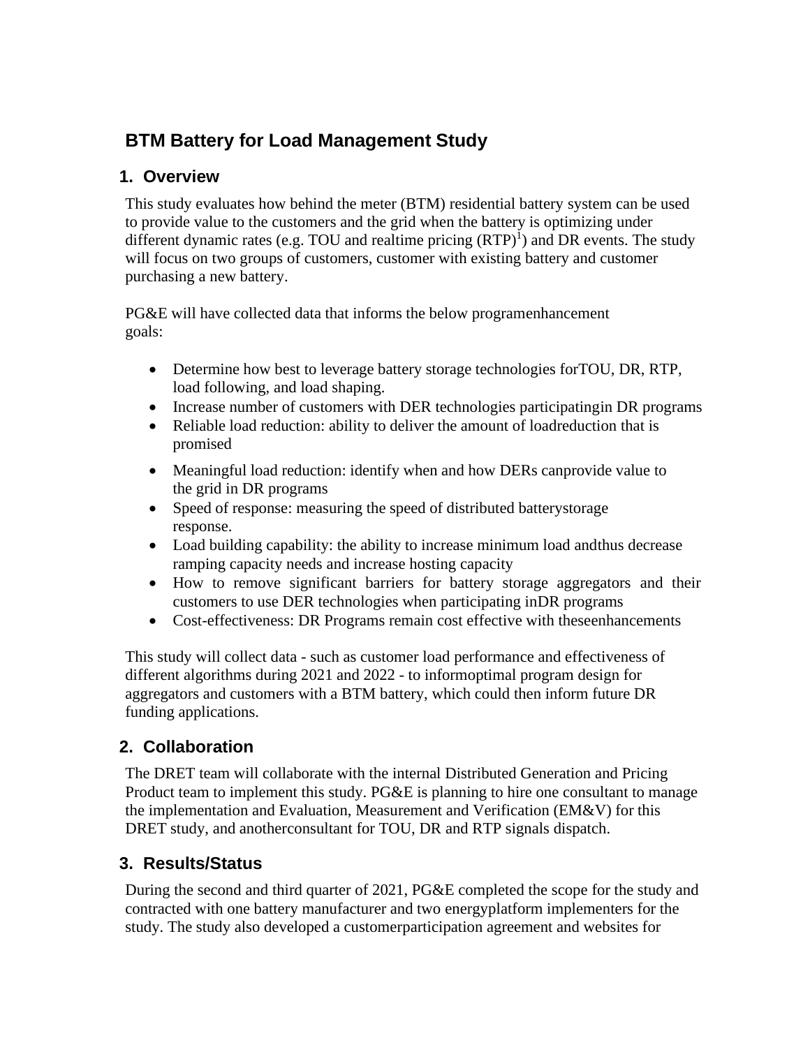# BTM Battery for Load Management Study

## 1. Overview

This study evaluates how behind the meter (BTM) residential battery system can be used to provide value to the customers and the grid when the battery is optimizing under different dynamic rates (e.g. TOU and realtime pricing (RTP)[1]) and DR events. The study will focus on two groups of customers, customer with existing battery and customer purchasing a new battery.

PG&E will have collected data that informs the below programenhancement goals:

- Determine how best to leverage battery storage technologies forTOU, DR, RTP, load following, and load shaping.
- Increase number of customers with DER technologies participatingin DR programs
- Reliable load reduction: ability to deliver the amount of loadreduction that is promised
- Meaningful load reduction: identify when and how DERs canprovide value to the grid in DR programs
- Speed of response: measuring the speed of distributed batterystorage response.
- Load building capability: the ability to increase minimum load andthus decrease ramping capacity needs and increase hosting capacity
- How to remove significant barriers for battery storage aggregators and their customers to use DER technologies when participating inDR programs
- Cost-effectiveness: DR Programs remain cost effective with theseenhancements

This study will collect data - such as customer load performance and effectiveness of different algorithms during 2021 and 2022 - to informoptimal program design for aggregators and customers with a BTM battery, which could then inform future DR funding applications.

## 2. Collaboration

The DRET team will collaborate with the internal Distributed Generation and Pricing Product team to implement this study. PG&E is planning to hire one consultant to manage the implementation and Evaluation, Measurement and Verification (EM&V) for this DRET study, and anotherconsultant for TOU, DR and RTP signals dispatch.

## 3. Results/Status

During the second and third quarter of 2021, PG&E completed the scope for the study and contracted with one battery manufacturer and two energyplatform implementers for the study. The study also developed a customerparticipation agreement and websites for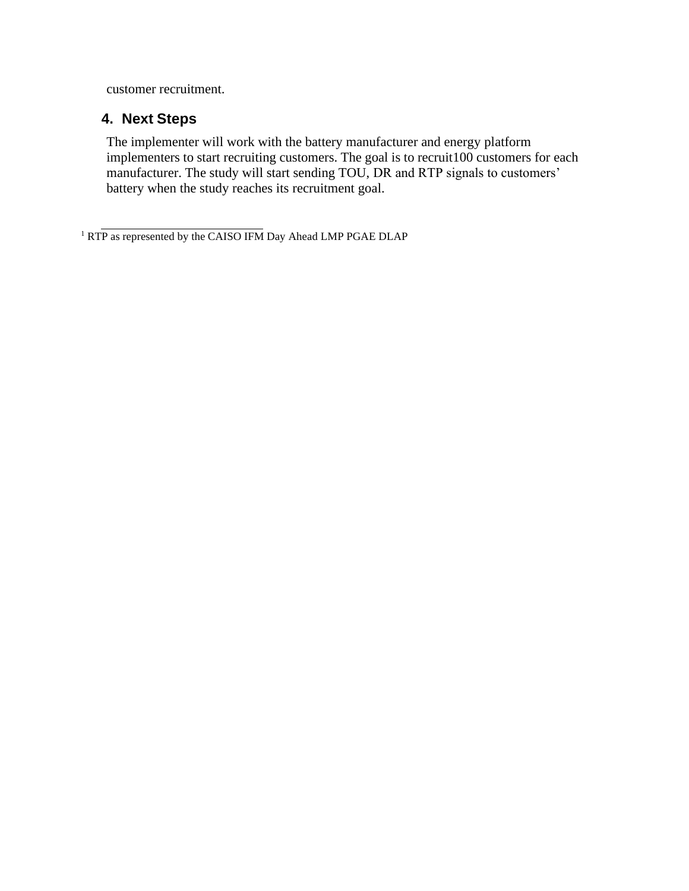customer recruitment.

## 4. Next Steps

The implementer will work with the battery manufacturer and energy platform implementers to start recruiting customers. The goal is to recruit100 customers for each manufacturer. The study will start sending TOU, DR and RTP signals to customers' battery when the study reaches its recruitment goal.

---

[1] RTP as represented by the CAISO IFM Day Ahead LMP PGAE DLAP